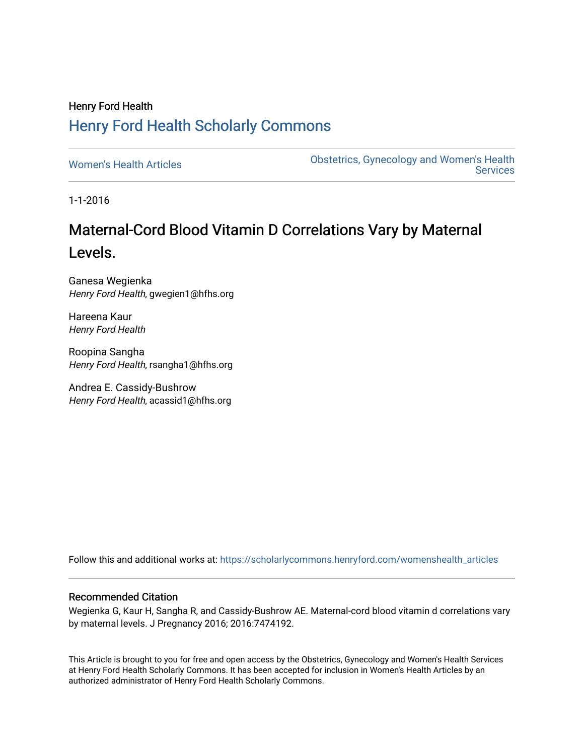Henry Ford Health

# Henry Ford Health Scholarly Commons

Women's Health Articles

Obstetrics, Gynecology and Women's Health Services

1-1-2016

## Maternal-Cord Blood Vitamin D Correlations Vary by Maternal Levels.

Ganesa Wegienka
*Henry Ford Health*, gwegien1@hfhs.org

Hareena Kaur
*Henry Ford Health*

Roopina Sangha
*Henry Ford Health*, rsangha1@hfhs.org

Andrea E. Cassidy-Bushrow
*Henry Ford Health*, acassid1@hfhs.org

Follow this and additional works at: https://scholarlycommons.henryford.com/womenshealth_articles

### Recommended Citation

Wegienka G, Kaur H, Sangha R, and Cassidy-Bushrow AE. Maternal-cord blood vitamin d correlations vary by maternal levels. J Pregnancy 2016; 2016:7474192.

This Article is brought to you for free and open access by the Obstetrics, Gynecology and Women's Health Services at Henry Ford Health Scholarly Commons. It has been accepted for inclusion in Women's Health Articles by an authorized administrator of Henry Ford Health Scholarly Commons.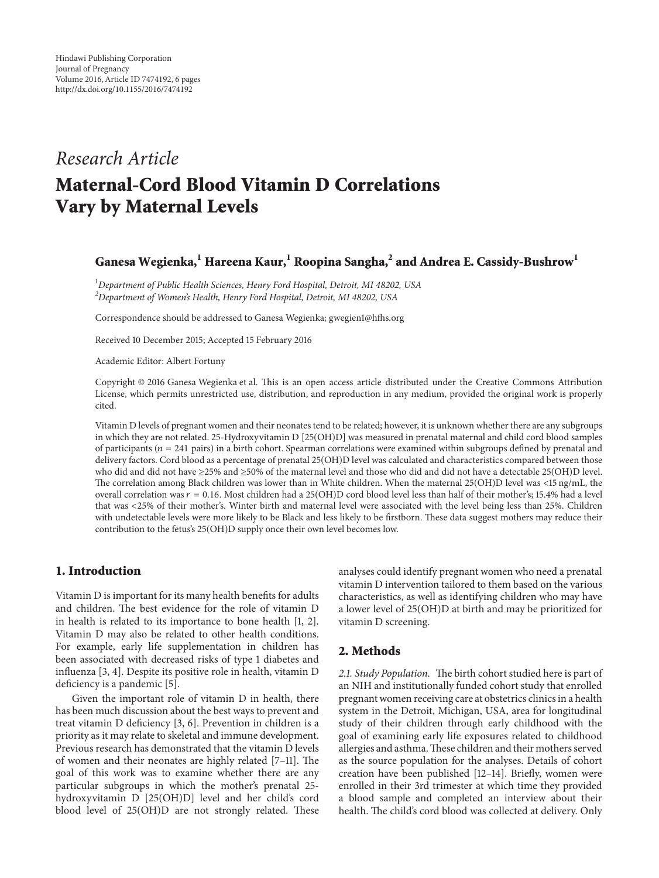Hindawi Publishing Corporation
Journal of Pregnancy
Volume 2016, Article ID 7474192, 6 pages
http://dx.doi.org/10.1155/2016/7474192

*Research Article*

# Maternal-Cord Blood Vitamin D Correlations Vary by Maternal Levels

**Ganesa Wegienka,[1] Hareena Kaur,[1] Roopina Sangha,[2] and Andrea E. Cassidy-Bushrow[1]**

[1] *Department of Public Health Sciences, Henry Ford Hospital, Detroit, MI 48202, USA*
[2] *Department of Women's Health, Henry Ford Hospital, Detroit, MI 48202, USA*

Correspondence should be addressed to Ganesa Wegienka; gwegien1@hfhs.org

Received 10 December 2015; Accepted 15 February 2016

Academic Editor: Albert Fortuny

Copyright © 2016 Ganesa Wegienka et al. This is an open access article distributed under the Creative Commons Attribution License, which permits unrestricted use, distribution, and reproduction in any medium, provided the original work is properly cited.

Vitamin D levels of pregnant women and their neonates tend to be related; however, it is unknown whether there are any subgroups in which they are not related. 25-Hydroxyvitamin D [25(OH)D] was measured in prenatal maternal and child cord blood samples of participants ($n = 241$ pairs) in a birth cohort. Spearman correlations were examined within subgroups defined by prenatal and delivery factors. Cord blood as a percentage of prenatal 25(OH)D level was calculated and characteristics compared between those who did and did not have ≥25% and ≥50% of the maternal level and those who did and did not have a detectable 25(OH)D level. The correlation among Black children was lower than in White children. When the maternal 25(OH)D level was <15 ng/mL, the overall correlation was $r = 0.16$. Most children had a 25(OH)D cord blood level less than half of their mother's; 15.4% had a level that was <25% of their mother's. Winter birth and maternal level were associated with the level being less than 25%. Children with undetectable levels were more likely to be Black and less likely to be firstborn. These data suggest mothers may reduce their contribution to the fetus's 25(OH)D supply once their own level becomes low.

## 1. Introduction

Vitamin D is important for its many health benefits for adults and children. The best evidence for the role of vitamin D in health is related to its importance to bone health [1, 2]. Vitamin D may also be related to other health conditions. For example, early life supplementation in children has been associated with decreased risks of type 1 diabetes and influenza [3, 4]. Despite its positive role in health, vitamin D deficiency is a pandemic [5].

Given the important role of vitamin D in health, there has been much discussion about the best ways to prevent and treat vitamin D deficiency [3, 6]. Prevention in children is a priority as it may relate to skeletal and immune development. Previous research has demonstrated that the vitamin D levels of women and their neonates are highly related [7–11]. The goal of this work was to examine whether there are any particular subgroups in which the mother's prenatal 25-hydroxyvitamin D [25(OH)D] level and her child's cord blood level of 25(OH)D are not strongly related. These analyses could identify pregnant women who need a prenatal vitamin D intervention tailored to them based on the various characteristics, as well as identifying children who may have a lower level of 25(OH)D at birth and may be prioritized for vitamin D screening.

## 2. Methods

*2.1. Study Population.* The birth cohort studied here is part of an NIH and institutionally funded cohort study that enrolled pregnant women receiving care at obstetrics clinics in a health system in the Detroit, Michigan, USA, area for longitudinal study of their children through early childhood with the goal of examining early life exposures related to childhood allergies and asthma. These children and their mothers served as the source population for the analyses. Details of cohort creation have been published [12–14]. Briefly, women were enrolled in their 3rd trimester at which time they provided a blood sample and completed an interview about their health. The child's cord blood was collected at delivery. Only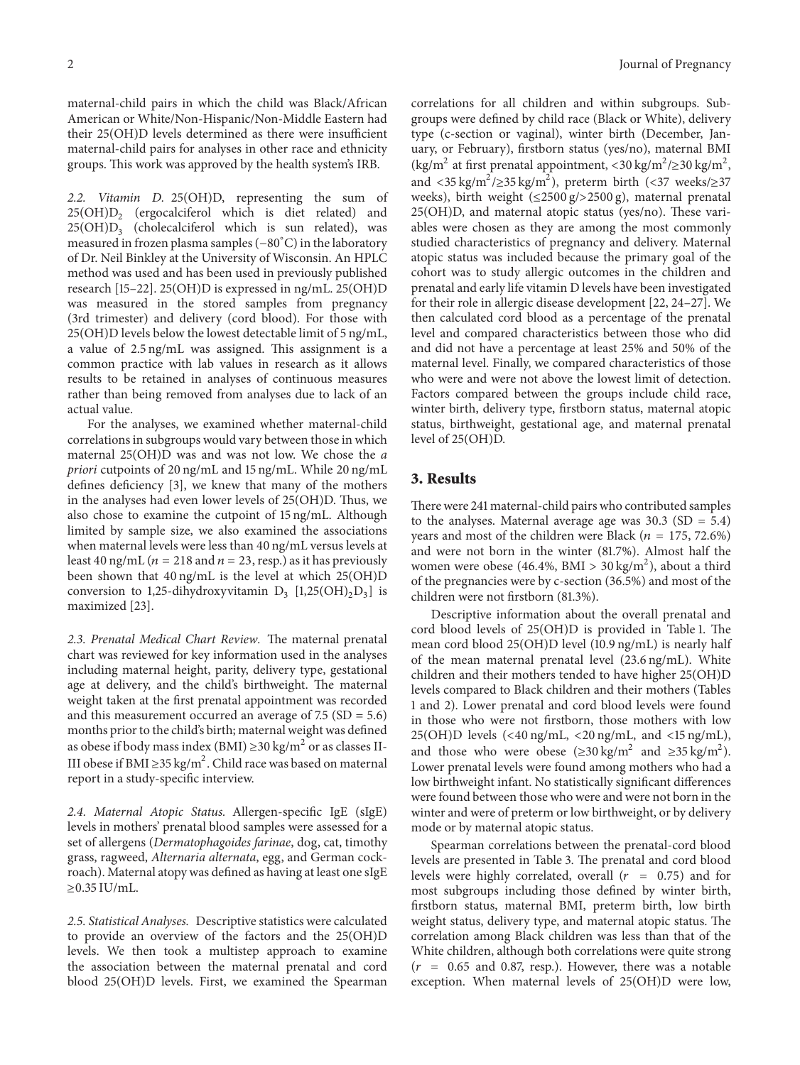maternal-child pairs in which the child was Black/African American or White/Non-Hispanic/Non-Middle Eastern had their 25(OH)D levels determined as there were insufficient maternal-child pairs for analyses in other race and ethnicity groups. This work was approved by the health system's IRB.

*2.2. Vitamin D.* 25(OH)D, representing the sum of $25(OH)D_2$ (ergocalciferol which is diet related) and $25(OH)D_3$ (cholecalciferol which is sun related), was measured in frozen plasma samples (−80°C) in the laboratory of Dr. Neil Binkley at the University of Wisconsin. An HPLC method was used and has been used in previously published research [15–22]. 25(OH)D is expressed in ng/mL. 25(OH)D was measured in the stored samples from pregnancy (3rd trimester) and delivery (cord blood). For those with 25(OH)D levels below the lowest detectable limit of 5 ng/mL, a value of 2.5 ng/mL was assigned. This assignment is a common practice with lab values in research as it allows results to be retained in analyses of continuous measures rather than being removed from analyses due to lack of an actual value.

For the analyses, we examined whether maternal-child correlations in subgroups would vary between those in which maternal 25(OH)D was and was not low. We chose the *a priori* cutpoints of 20 ng/mL and 15 ng/mL. While 20 ng/mL defines deficiency [3], we knew that many of the mothers in the analyses had even lower levels of 25(OH)D. Thus, we also chose to examine the cutpoint of 15 ng/mL. Although limited by sample size, we also examined the associations when maternal levels were less than 40 ng/mL versus levels at least 40 ng/mL ($n = 218$ and $n = 23$, resp.) as it has previously been shown that 40 ng/mL is the level at which 25(OH)D conversion to 1,25-dihydroxyvitamin $D_3$ [$1,25(OH)_2D_3$] is maximized [23].

*2.3. Prenatal Medical Chart Review.* The maternal prenatal chart was reviewed for key information used in the analyses including maternal height, parity, delivery type, gestational age at delivery, and the child's birthweight. The maternal weight taken at the first prenatal appointment was recorded and this measurement occurred an average of 7.5 (SD = 5.6) months prior to the child's birth; maternal weight was defined as obese if body mass index (BMI) $\geq 30\,kg/m^2$ or as classes II-III obese if BMI $\geq 35\,kg/m^2$. Child race was based on maternal report in a study-specific interview.

*2.4. Maternal Atopic Status.* Allergen-specific IgE (sIgE) levels in mothers' prenatal blood samples were assessed for a set of allergens (*Dermatophagoides farinae*, dog, cat, timothy grass, ragweed, *Alternaria alternata*, egg, and German cockroach). Maternal atopy was defined as having at least one sIgE ≥0.35 IU/mL.

*2.5. Statistical Analyses.* Descriptive statistics were calculated to provide an overview of the factors and the 25(OH)D levels. We then took a multistep approach to examine the association between the maternal prenatal and cord blood 25(OH)D levels. First, we examined the Spearman correlations for all children and within subgroups. Subgroups were defined by child race (Black or White), delivery type (c-section or vaginal), winter birth (December, January, or February), firstborn status (yes/no), maternal BMI ($kg/m^2$ at first prenatal appointment, $<30\,kg/m^2/\geq 30\,kg/m^2$, and $<35\,kg/m^2/\geq 35\,kg/m^2$), preterm birth (<37 weeks/≥37 weeks), birth weight (≤2500 g/>2500 g), maternal prenatal 25(OH)D, and maternal atopic status (yes/no). These variables were chosen as they are among the most commonly studied characteristics of pregnancy and delivery. Maternal atopic status was included because the primary goal of the cohort was to study allergic outcomes in the children and prenatal and early life vitamin D levels have been investigated for their role in allergic disease development [22, 24–27]. We then calculated cord blood as a percentage of the prenatal level and compared characteristics between those who did and did not have a percentage at least 25% and 50% of the maternal level. Finally, we compared characteristics of those who were and were not above the lowest limit of detection. Factors compared between the groups include child race, winter birth, delivery type, firstborn status, maternal atopic status, birthweight, gestational age, and maternal prenatal level of 25(OH)D.

## 3. Results

There were 241 maternal-child pairs who contributed samples to the analyses. Maternal average age was 30.3 (SD = 5.4) years and most of the children were Black ($n = 175$, 72.6%) and were not born in the winter (81.7%). Almost half the women were obese (46.4%, BMI > $30\,kg/m^2$), about a third of the pregnancies were by c-section (36.5%) and most of the children were not firstborn (81.3%).

Descriptive information about the overall prenatal and cord blood levels of 25(OH)D is provided in Table 1. The mean cord blood 25(OH)D level (10.9 ng/mL) is nearly half of the mean maternal prenatal level (23.6 ng/mL). White children and their mothers tended to have higher 25(OH)D levels compared to Black children and their mothers (Tables 1 and 2). Lower prenatal and cord blood levels were found in those who were not firstborn, those mothers with low 25(OH)D levels (<40 ng/mL, <20 ng/mL, and <15 ng/mL), and those who were obese (≥$30\,kg/m^2$ and ≥$35\,kg/m^2$). Lower prenatal levels were found among mothers who had a low birthweight infant. No statistically significant differences were found between those who were and were not born in the winter and were of preterm or low birthweight, or by delivery mode or by maternal atopic status.

Spearman correlations between the prenatal-cord blood levels are presented in Table 3. The prenatal and cord blood levels were highly correlated, overall ($r = 0.75$) and for most subgroups including those defined by winter birth, firstborn status, maternal BMI, preterm birth, low birth weight status, delivery type, and maternal atopic status. The correlation among Black children was less than that of the White children, although both correlations were quite strong ($r = 0.65$ and 0.87, resp.). However, there was a notable exception. When maternal levels of 25(OH)D were low,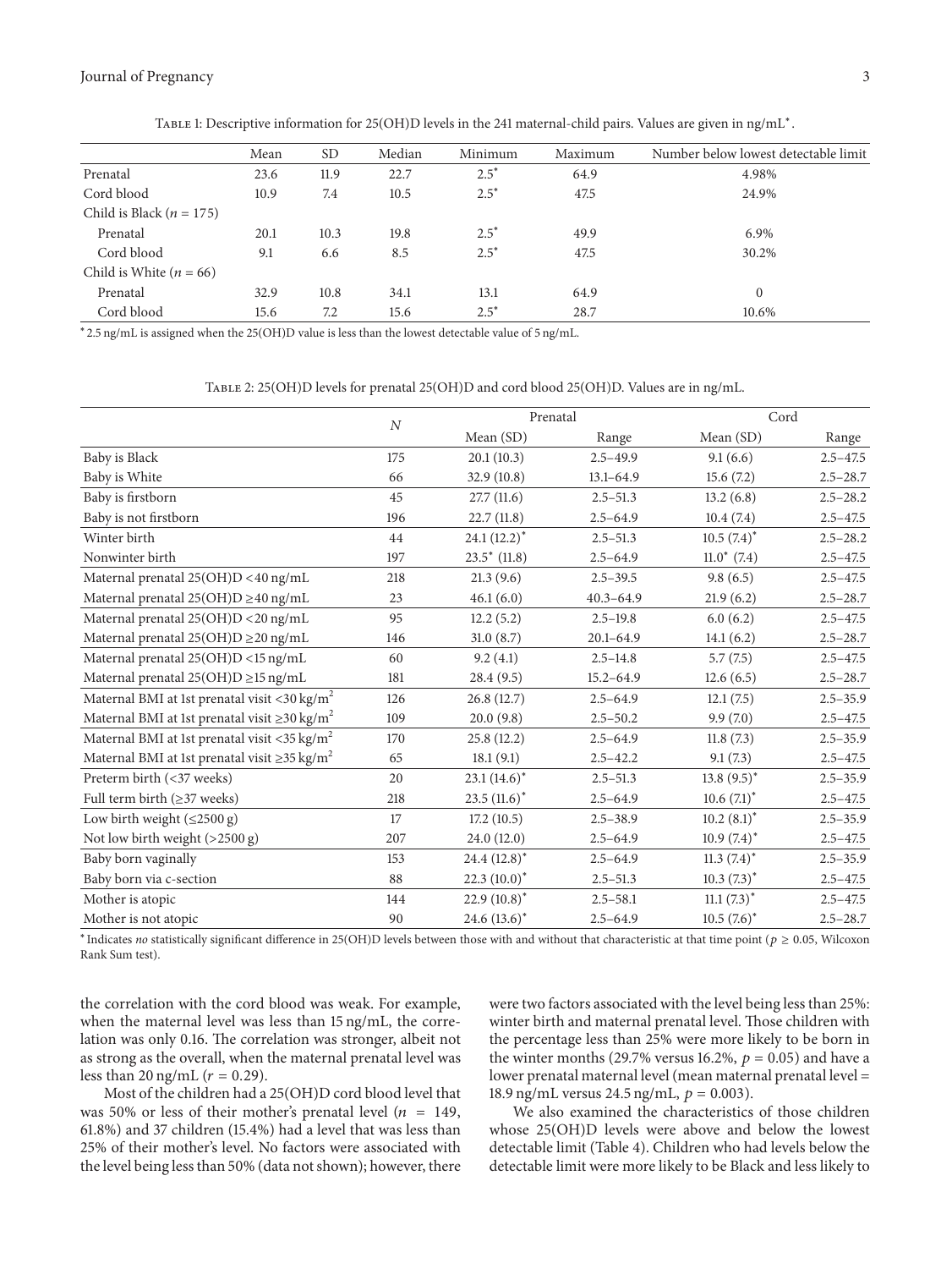Table 1: Descriptive information for 25(OH)D levels in the 241 maternal-child pairs. Values are given in ng/mL*.

| | Mean | SD | Median | Minimum | Maximum | Number below lowest detectable limit |
|---|---|---|---|---|---|---|
| Prenatal | 23.6 | 11.9 | 22.7 | 2.5* | 64.9 | 4.98% |
| Cord blood | 10.9 | 7.4 | 10.5 | 2.5* | 47.5 | 24.9% |
| Child is Black ($n = 175$) | | | | | | |
| Prenatal | 20.1 | 10.3 | 19.8 | 2.5* | 49.9 | 6.9% |
| Cord blood | 9.1 | 6.6 | 8.5 | 2.5* | 47.5 | 30.2% |
| Child is White ($n = 66$) | | | | | | |
| Prenatal | 32.9 | 10.8 | 34.1 | 13.1 | 64.9 | 0 |
| Cord blood | 15.6 | 7.2 | 15.6 | 2.5* | 28.7 | 10.6% |

*2.5 ng/mL is assigned when the 25(OH)D value is less than the lowest detectable value of 5 ng/mL.

Table 2: 25(OH)D levels for prenatal 25(OH)D and cord blood 25(OH)D. Values are in ng/mL.

| | $N$ | Prenatal | | Cord | |
|---|---|---|---|---|---|
| | | Mean (SD) | Range | Mean (SD) | Range |
| Baby is Black | 175 | 20.1 (10.3) | 2.5–49.9 | 9.1 (6.6) | 2.5–47.5 |
| Baby is White | 66 | 32.9 (10.8) | 13.1–64.9 | 15.6 (7.2) | 2.5–28.7 |
| Baby is firstborn | 45 | 27.7 (11.6) | 2.5–51.3 | 13.2 (6.8) | 2.5–28.2 |
| Baby is not firstborn | 196 | 22.7 (11.8) | 2.5–64.9 | 10.4 (7.4) | 2.5–47.5 |
| Winter birth | 44 | 24.1 (12.2)* | 2.5–51.3 | 10.5 (7.4)* | 2.5–28.2 |
| Nonwinter birth | 197 | 23.5* (11.8) | 2.5–64.9 | 11.0* (7.4) | 2.5–47.5 |
| Maternal prenatal 25(OH)D <40 ng/mL | 218 | 21.3 (9.6) | 2.5–39.5 | 9.8 (6.5) | 2.5–47.5 |
| Maternal prenatal 25(OH)D ≥40 ng/mL | 23 | 46.1 (6.0) | 40.3–64.9 | 21.9 (6.2) | 2.5–28.7 |
| Maternal prenatal 25(OH)D <20 ng/mL | 95 | 12.2 (5.2) | 2.5–19.8 | 6.0 (6.2) | 2.5–47.5 |
| Maternal prenatal 25(OH)D ≥20 ng/mL | 146 | 31.0 (8.7) | 20.1–64.9 | 14.1 (6.2) | 2.5–28.7 |
| Maternal prenatal 25(OH)D <15 ng/mL | 60 | 9.2 (4.1) | 2.5–14.8 | 5.7 (7.5) | 2.5–47.5 |
| Maternal prenatal 25(OH)D ≥15 ng/mL | 181 | 28.4 (9.5) | 15.2–64.9 | 12.6 (6.5) | 2.5–28.7 |
| Maternal BMI at 1st prenatal visit <30 kg/m$^2$ | 126 | 26.8 (12.7) | 2.5–64.9 | 12.1 (7.5) | 2.5–35.9 |
| Maternal BMI at 1st prenatal visit ≥30 kg/m$^2$ | 109 | 20.0 (9.8) | 2.5–50.2 | 9.9 (7.0) | 2.5–47.5 |
| Maternal BMI at 1st prenatal visit <35 kg/m$^2$ | 170 | 25.8 (12.2) | 2.5–64.9 | 11.8 (7.3) | 2.5–35.9 |
| Maternal BMI at 1st prenatal visit ≥35 kg/m$^2$ | 65 | 18.1 (9.1) | 2.5–42.2 | 9.1 (7.3) | 2.5–47.5 |
| Preterm birth (<37 weeks) | 20 | 23.1 (14.6)* | 2.5–51.3 | 13.8 (9.5)* | 2.5–35.9 |
| Full term birth (≥37 weeks) | 218 | 23.5 (11.6)* | 2.5–64.9 | 10.6 (7.1)* | 2.5–47.5 |
| Low birth weight (≤2500 g) | 17 | 17.2 (10.5) | 2.5–38.9 | 10.2 (8.1)* | 2.5–35.9 |
| Not low birth weight (>2500 g) | 207 | 24.0 (12.0) | 2.5–64.9 | 10.9 (7.4)* | 2.5–47.5 |
| Baby born vaginally | 153 | 24.4 (12.8)* | 2.5–64.9 | 11.3 (7.4)* | 2.5–35.9 |
| Baby born via c-section | 88 | 22.3 (10.0)* | 2.5–51.3 | 10.3 (7.3)* | 2.5–47.5 |
| Mother is atopic | 144 | 22.9 (10.8)* | 2.5–58.1 | 11.1 (7.3)* | 2.5–47.5 |
| Mother is not atopic | 90 | 24.6 (13.6)* | 2.5–64.9 | 10.5 (7.6)* | 2.5–28.7 |

*Indicates *no* statistically significant difference in 25(OH)D levels between those with and without that characteristic at that time point ($p \geq 0.05$, Wilcoxon Rank Sum test).

the correlation with the cord blood was weak. For example, when the maternal level was less than 15 ng/mL, the correlation was only 0.16. The correlation was stronger, albeit not as strong as the overall, when the maternal prenatal level was less than 20 ng/mL ($r = 0.29$).

Most of the children had a 25(OH)D cord blood level that was 50% or less of their mother's prenatal level ($n = 149$, 61.8%) and 37 children (15.4%) had a level that was less than 25% of their mother's level. No factors were associated with the level being less than 50% (data not shown); however, there were two factors associated with the level being less than 25%: winter birth and maternal prenatal level. Those children with the percentage less than 25% were more likely to be born in the winter months (29.7% versus 16.2%, $p = 0.05$) and have a lower prenatal maternal level (mean maternal prenatal level = 18.9 ng/mL versus 24.5 ng/mL, $p = 0.003$).

We also examined the characteristics of those children whose 25(OH)D levels were above and below the lowest detectable limit (Table 4). Children who had levels below the detectable limit were more likely to be Black and less likely to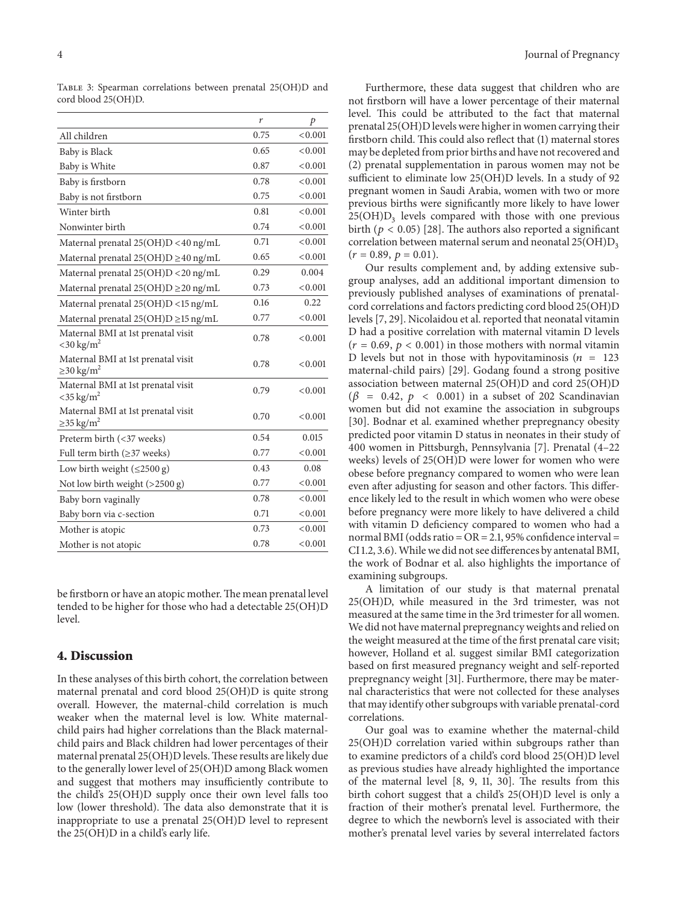Table 3: Spearman correlations between prenatal 25(OH)D and cord blood 25(OH)D.

| | $r$ | $p$ |
|---|---|---|
| All children | 0.75 | <0.001 |
| Baby is Black | 0.65 | <0.001 |
| Baby is White | 0.87 | <0.001 |
| Baby is firstborn | 0.78 | <0.001 |
| Baby is not firstborn | 0.75 | <0.001 |
| Winter birth | 0.81 | <0.001 |
| Nonwinter birth | 0.74 | <0.001 |
| Maternal prenatal 25(OH)D <40 ng/mL | 0.71 | <0.001 |
| Maternal prenatal 25(OH)D ≥40 ng/mL | 0.65 | <0.001 |
| Maternal prenatal 25(OH)D <20 ng/mL | 0.29 | 0.004 |
| Maternal prenatal 25(OH)D ≥20 ng/mL | 0.73 | <0.001 |
| Maternal prenatal 25(OH)D <15 ng/mL | 0.16 | 0.22 |
| Maternal prenatal 25(OH)D ≥15 ng/mL | 0.77 | <0.001 |
| Maternal BMI at 1st prenatal visit $<30\,\text{kg/m}^2$ | 0.78 | <0.001 |
| Maternal BMI at 1st prenatal visit $\geq 30\,\text{kg/m}^2$ | 0.78 | <0.001 |
| Maternal BMI at 1st prenatal visit $<35\,\text{kg/m}^2$ | 0.79 | <0.001 |
| Maternal BMI at 1st prenatal visit $\geq 35\,\text{kg/m}^2$ | 0.70 | <0.001 |
| Preterm birth (<37 weeks) | 0.54 | 0.015 |
| Full term birth (≥37 weeks) | 0.77 | <0.001 |
| Low birth weight (≤2500 g) | 0.43 | 0.08 |
| Not low birth weight (>2500 g) | 0.77 | <0.001 |
| Baby born vaginally | 0.78 | <0.001 |
| Baby born via c-section | 0.71 | <0.001 |
| Mother is atopic | 0.73 | <0.001 |
| Mother is not atopic | 0.78 | <0.001 |

be firstborn or have an atopic mother. The mean prenatal level tended to be higher for those who had a detectable 25(OH)D level.

## 4. Discussion

In these analyses of this birth cohort, the correlation between maternal prenatal and cord blood 25(OH)D is quite strong overall. However, the maternal-child correlation is much weaker when the maternal level is low. White maternal-child pairs had higher correlations than the Black maternal-child pairs and Black children had lower percentages of their maternal prenatal 25(OH)D levels. These results are likely due to the generally lower level of 25(OH)D among Black women and suggest that mothers may insufficiently contribute to the child's 25(OH)D supply once their own level falls too low (lower threshold). The data also demonstrate that it is inappropriate to use a prenatal 25(OH)D level to represent the 25(OH)D in a child's early life.

Furthermore, these data suggest that children who are not firstborn will have a lower percentage of their maternal level. This could be attributed to the fact that maternal prenatal 25(OH)D levels were higher in women carrying their firstborn child. This could also reflect that (1) maternal stores may be depleted from prior births and have not recovered and (2) prenatal supplementation in parous women may not be sufficient to eliminate low 25(OH)D levels. In a study of 92 pregnant women in Saudi Arabia, women with two or more previous births were significantly more likely to have lower $25(OH)D_3$ levels compared with those with one previous birth ($p < 0.05$) [28]. The authors also reported a significant correlation between maternal serum and neonatal $25(OH)D_3$ ($r = 0.89$, $p = 0.01$).

Our results complement and, by adding extensive subgroup analyses, add an additional important dimension to previously published analyses of examinations of prenatal-cord correlations and factors predicting cord blood 25(OH)D levels [7, 29]. Nicolaidou et al. reported that neonatal vitamin D had a positive correlation with maternal vitamin D levels ($r = 0.69$, $p < 0.001$) in those mothers with normal vitamin D levels but not in those with hypovitaminosis ($n = 123$ maternal-child pairs) [29]. Godang found a strong positive association between maternal 25(OH)D and cord 25(OH)D ($\beta = 0.42$, $p < 0.001$) in a subset of 202 Scandinavian women but did not examine the association in subgroups [30]. Bodnar et al. examined whether prepregnancy obesity predicted poor vitamin D status in neonates in their study of 400 women in Pittsburgh, Pennsylvania [7]. Prenatal (4–22 weeks) levels of 25(OH)D were lower for women who were obese before pregnancy compared to women who were lean even after adjusting for season and other factors. This difference likely led to the result in which women who were obese before pregnancy were more likely to have delivered a child with vitamin D deficiency compared to women who had a normal BMI (odds ratio = OR = 2.1, 95% confidence interval = CI 1.2, 3.6). While we did not see differences by antenatal BMI, the work of Bodnar et al. also highlights the importance of examining subgroups.

A limitation of our study is that maternal prenatal 25(OH)D, while measured in the 3rd trimester, was not measured at the same time in the 3rd trimester for all women. We did not have maternal prepregnancy weights and relied on the weight measured at the time of the first prenatal care visit; however, Holland et al. suggest similar BMI categorization based on first measured pregnancy weight and self-reported prepregnancy weight [31]. Furthermore, there may be maternal characteristics that were not collected for these analyses that may identify other subgroups with variable prenatal-cord correlations.

Our goal was to examine whether the maternal-child 25(OH)D correlation varied within subgroups rather than to examine predictors of a child's cord blood 25(OH)D level as previous studies have already highlighted the importance of the maternal level [8, 9, 11, 30]. The results from this birth cohort suggest that a child's 25(OH)D level is only a fraction of their mother's prenatal level. Furthermore, the degree to which the newborn's level is associated with their mother's prenatal level varies by several interrelated factors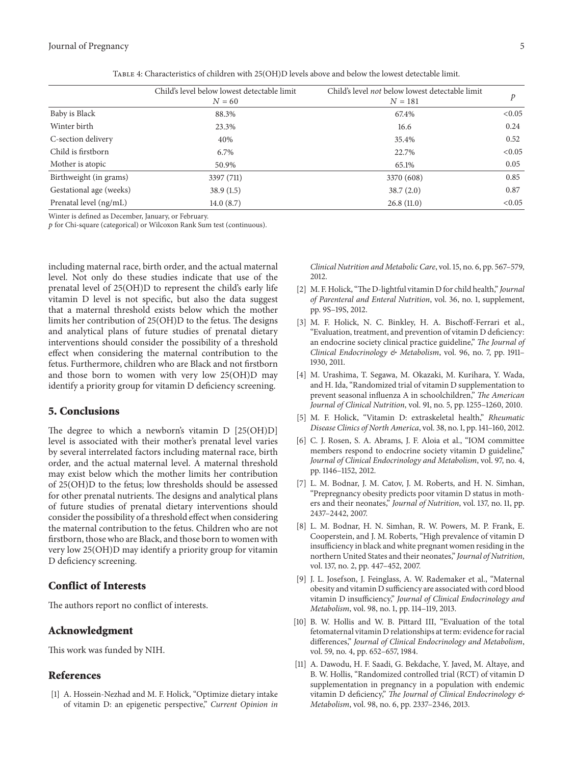Table 4: Characteristics of children with 25(OH)D levels above and below the lowest detectable limit.

| | Child's level below lowest detectable limit $N = 60$ | Child's level *not* below lowest detectable limit $N = 181$ | $p$ |
|---|---|---|---|
| Baby is Black | 88.3% | 67.4% | <0.05 |
| Winter birth | 23.3% | 16.6 | 0.24 |
| C-section delivery | 40% | 35.4% | 0.52 |
| Child is firstborn | 6.7% | 22.7% | <0.05 |
| Mother is atopic | 50.9% | 65.1% | 0.05 |
| Birthweight (in grams) | 3397 (711) | 3370 (608) | 0.85 |
| Gestational age (weeks) | 38.9 (1.5) | 38.7 (2.0) | 0.87 |
| Prenatal level (ng/mL) | 14.0 (8.7) | 26.8 (11.0) | <0.05 |

Winter is defined as December, January, or February.
*p* for Chi-square (categorical) or Wilcoxon Rank Sum test (continuous).

including maternal race, birth order, and the actual maternal level. Not only do these studies indicate that use of the prenatal level of 25(OH)D to represent the child's early life vitamin D level is not specific, but also the data suggest that a maternal threshold exists below which the mother limits her contribution of 25(OH)D to the fetus. The designs and analytical plans of future studies of prenatal dietary interventions should consider the possibility of a threshold effect when considering the maternal contribution to the fetus. Furthermore, children who are Black and not firstborn and those born to women with very low 25(OH)D may identify a priority group for vitamin D deficiency screening.

## 5. Conclusions

The degree to which a newborn's vitamin D [25(OH)D] level is associated with their mother's prenatal level varies by several interrelated factors including maternal race, birth order, and the actual maternal level. A maternal threshold may exist below which the mother limits her contribution of 25(OH)D to the fetus; low thresholds should be assessed for other prenatal nutrients. The designs and analytical plans of future studies of prenatal dietary interventions should consider the possibility of a threshold effect when considering the maternal contribution to the fetus. Children who are not firstborn, those who are Black, and those born to women with very low 25(OH)D may identify a priority group for vitamin D deficiency screening.

## Conflict of Interests

The authors report no conflict of interests.

## Acknowledgment

This work was funded by NIH.

## References

[1] A. Hossein-Nezhad and M. F. Holick, "Optimize dietary intake of vitamin D: an epigenetic perspective," *Current Opinion in Clinical Nutrition and Metabolic Care*, vol. 15, no. 6, pp. 567–579, 2012.

[2] M. F. Holick, "The D-lightful vitamin D for child health," *Journal of Parenteral and Enteral Nutrition*, vol. 36, no. 1, supplement, pp. 9S–19S, 2012.

[3] M. F. Holick, N. C. Binkley, H. A. Bischoff-Ferrari et al., "Evaluation, treatment, and prevention of vitamin D deficiency: an endocrine society clinical practice guideline," *The Journal of Clinical Endocrinology & Metabolism*, vol. 96, no. 7, pp. 1911–1930, 2011.

[4] M. Urashima, T. Segawa, M. Okazaki, M. Kurihara, Y. Wada, and H. Ida, "Randomized trial of vitamin D supplementation to prevent seasonal influenza A in schoolchildren," *The American Journal of Clinical Nutrition*, vol. 91, no. 5, pp. 1255–1260, 2010.

[5] M. F. Holick, "Vitamin D: extraskeletal health," *Rheumatic Disease Clinics of North America*, vol. 38, no. 1, pp. 141–160, 2012.

[6] C. J. Rosen, S. A. Abrams, J. F. Aloia et al., "IOM committee members respond to endocrine society vitamin D guideline," *Journal of Clinical Endocrinology and Metabolism*, vol. 97, no. 4, pp. 1146–1152, 2012.

[7] L. M. Bodnar, J. M. Catov, J. M. Roberts, and H. N. Simhan, "Prepregnancy obesity predicts poor vitamin D status in mothers and their neonates," *Journal of Nutrition*, vol. 137, no. 11, pp. 2437–2442, 2007.

[8] L. M. Bodnar, H. N. Simhan, R. W. Powers, M. P. Frank, E. Cooperstein, and J. M. Roberts, "High prevalence of vitamin D insufficiency in black and white pregnant women residing in the northern United States and their neonates," *Journal of Nutrition*, vol. 137, no. 2, pp. 447–452, 2007.

[9] J. L. Josefson, J. Feinglass, A. W. Rademaker et al., "Maternal obesity and vitamin D sufficiency are associated with cord blood vitamin D insufficiency," *Journal of Clinical Endocrinology and Metabolism*, vol. 98, no. 1, pp. 114–119, 2013.

[10] B. W. Hollis and W. B. Pittard III, "Evaluation of the total fetomaternal vitamin D relationships at term: evidence for racial differences," *Journal of Clinical Endocrinology and Metabolism*, vol. 59, no. 4, pp. 652–657, 1984.

[11] A. Dawodu, H. F. Saadi, G. Bekdache, Y. Javed, M. Altaye, and B. W. Hollis, "Randomized controlled trial (RCT) of vitamin D supplementation in pregnancy in a population with endemic vitamin D deficiency," *The Journal of Clinical Endocrinology & Metabolism*, vol. 98, no. 6, pp. 2337–2346, 2013.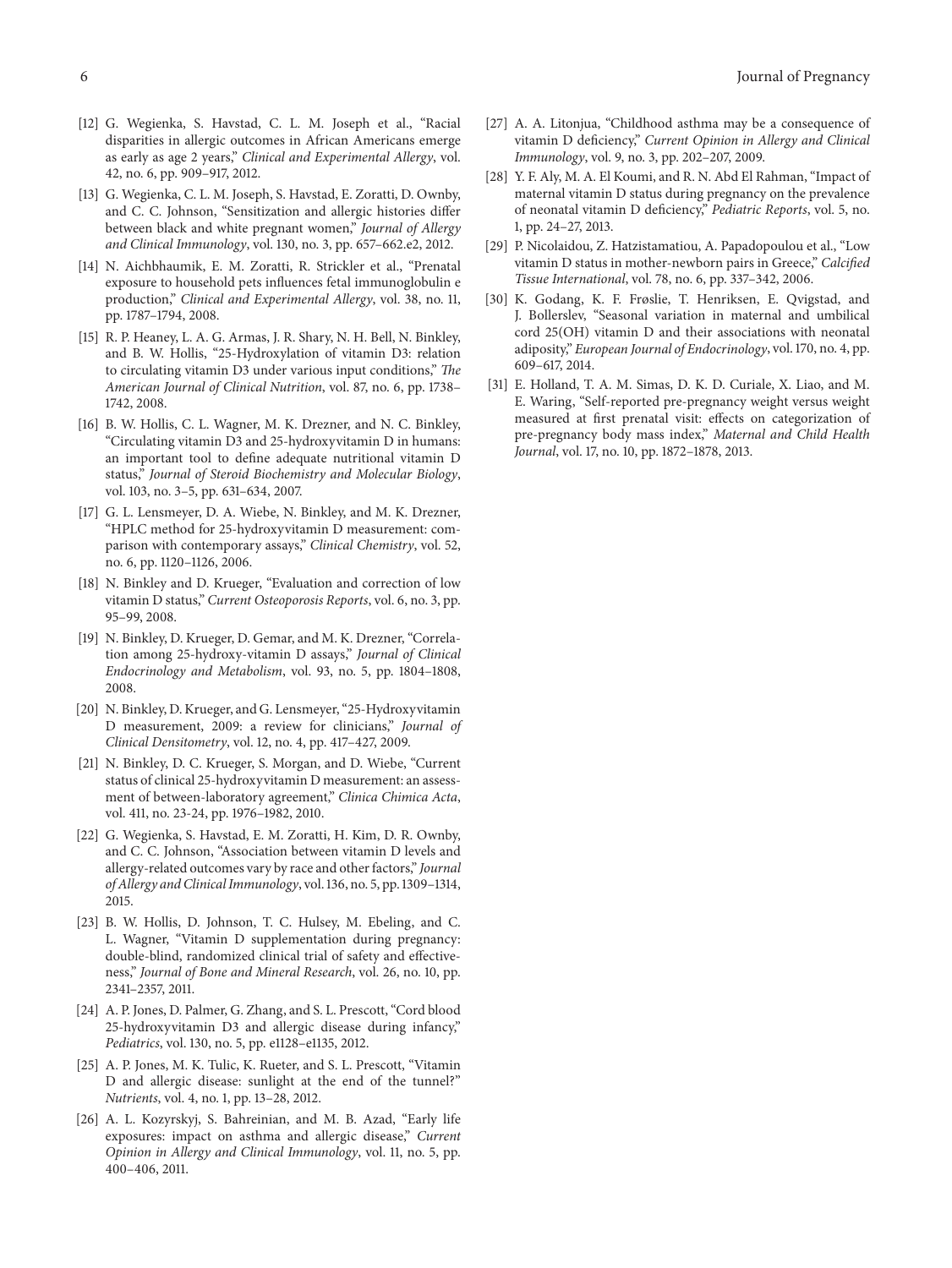[12] G. Wegienka, S. Havstad, C. L. M. Joseph et al., "Racial disparities in allergic outcomes in African Americans emerge as early as age 2 years," *Clinical and Experimental Allergy*, vol. 42, no. 6, pp. 909–917, 2012.

[13] G. Wegienka, C. L. M. Joseph, S. Havstad, E. Zoratti, D. Ownby, and C. C. Johnson, "Sensitization and allergic histories differ between black and white pregnant women," *Journal of Allergy and Clinical Immunology*, vol. 130, no. 3, pp. 657–662.e2, 2012.

[14] N. Aichbhaumik, E. M. Zoratti, R. Strickler et al., "Prenatal exposure to household pets influences fetal immunoglobulin e production," *Clinical and Experimental Allergy*, vol. 38, no. 11, pp. 1787–1794, 2008.

[15] R. P. Heaney, L. A. G. Armas, J. R. Shary, N. H. Bell, N. Binkley, and B. W. Hollis, "25-Hydroxylation of vitamin D3: relation to circulating vitamin D3 under various input conditions," *The American Journal of Clinical Nutrition*, vol. 87, no. 6, pp. 1738–1742, 2008.

[16] B. W. Hollis, C. L. Wagner, M. K. Drezner, and N. C. Binkley, "Circulating vitamin D3 and 25-hydroxyvitamin D in humans: an important tool to define adequate nutritional vitamin D status," *Journal of Steroid Biochemistry and Molecular Biology*, vol. 103, no. 3–5, pp. 631–634, 2007.

[17] G. L. Lensmeyer, D. A. Wiebe, N. Binkley, and M. K. Drezner, "HPLC method for 25-hydroxyvitamin D measurement: comparison with contemporary assays," *Clinical Chemistry*, vol. 52, no. 6, pp. 1120–1126, 2006.

[18] N. Binkley and D. Krueger, "Evaluation and correction of low vitamin D status," *Current Osteoporosis Reports*, vol. 6, no. 3, pp. 95–99, 2008.

[19] N. Binkley, D. Krueger, D. Gemar, and M. K. Drezner, "Correlation among 25-hydroxy-vitamin D assays," *Journal of Clinical Endocrinology and Metabolism*, vol. 93, no. 5, pp. 1804–1808, 2008.

[20] N. Binkley, D. Krueger, and G. Lensmeyer, "25-Hydroxyvitamin D measurement, 2009: a review for clinicians," *Journal of Clinical Densitometry*, vol. 12, no. 4, pp. 417–427, 2009.

[21] N. Binkley, D. C. Krueger, S. Morgan, and D. Wiebe, "Current status of clinical 25-hydroxyvitamin D measurement: an assessment of between-laboratory agreement," *Clinica Chimica Acta*, vol. 411, no. 23-24, pp. 1976–1982, 2010.

[22] G. Wegienka, S. Havstad, E. M. Zoratti, H. Kim, D. R. Ownby, and C. C. Johnson, "Association between vitamin D levels and allergy-related outcomes vary by race and other factors," *Journal of Allergy and Clinical Immunology*, vol. 136, no. 5, pp. 1309–1314, 2015.

[23] B. W. Hollis, D. Johnson, T. C. Hulsey, M. Ebeling, and C. L. Wagner, "Vitamin D supplementation during pregnancy: double-blind, randomized clinical trial of safety and effectiveness," *Journal of Bone and Mineral Research*, vol. 26, no. 10, pp. 2341–2357, 2011.

[24] A. P. Jones, D. Palmer, G. Zhang, and S. L. Prescott, "Cord blood 25-hydroxyvitamin D3 and allergic disease during infancy," *Pediatrics*, vol. 130, no. 5, pp. e1128–e1135, 2012.

[25] A. P. Jones, M. K. Tulic, K. Rueter, and S. L. Prescott, "Vitamin D and allergic disease: sunlight at the end of the tunnel?" *Nutrients*, vol. 4, no. 1, pp. 13–28, 2012.

[26] A. L. Kozyrskyj, S. Bahreinian, and M. B. Azad, "Early life exposures: impact on asthma and allergic disease," *Current Opinion in Allergy and Clinical Immunology*, vol. 11, no. 5, pp. 400–406, 2011.

[27] A. A. Litonjua, "Childhood asthma may be a consequence of vitamin D deficiency," *Current Opinion in Allergy and Clinical Immunology*, vol. 9, no. 3, pp. 202–207, 2009.

[28] Y. F. Aly, M. A. El Koumi, and R. N. Abd El Rahman, "Impact of maternal vitamin D status during pregnancy on the prevalence of neonatal vitamin D deficiency," *Pediatric Reports*, vol. 5, no. 1, pp. 24–27, 2013.

[29] P. Nicolaidou, Z. Hatzistamatiou, A. Papadopoulou et al., "Low vitamin D status in mother-newborn pairs in Greece," *Calcified Tissue International*, vol. 78, no. 6, pp. 337–342, 2006.

[30] K. Godang, K. F. Frøslie, T. Henriksen, E. Qvigstad, and J. Bollerslev, "Seasonal variation in maternal and umbilical cord 25(OH) vitamin D and their associations with neonatal adiposity," *European Journal of Endocrinology*, vol. 170, no. 4, pp. 609–617, 2014.

[31] E. Holland, T. A. M. Simas, D. K. D. Curiale, X. Liao, and M. E. Waring, "Self-reported pre-pregnancy weight versus weight measured at first prenatal visit: effects on categorization of pre-pregnancy body mass index," *Maternal and Child Health Journal*, vol. 17, no. 10, pp. 1872–1878, 2013.